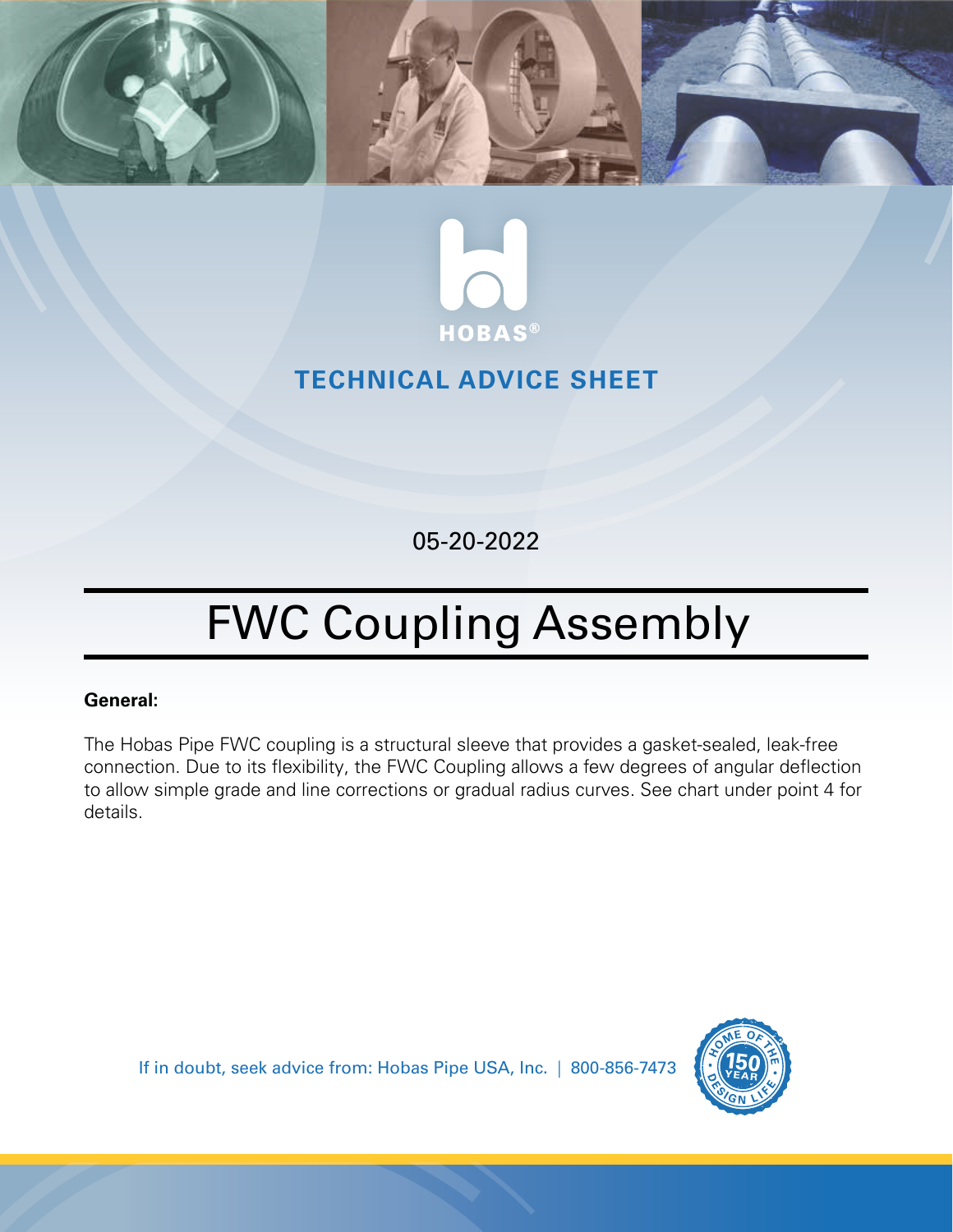HOBAS®

## TECHNICAL ADVICE SHEET

05-20-2022

# FWC Coupling Assembly

**General:**

The Hobas Pipe FWC coupling is a structural sleeve that provides a gasket-sealed, leak-free connection. Due to its flexibility, the FWC Coupling allows a few degrees of angular deflection to allow simple grade and line corrections or gradual radius curves. See chart under point 4 for details.

If in doubt, seek advice from: Hobas Pipe USA, Inc. | 800-856-7473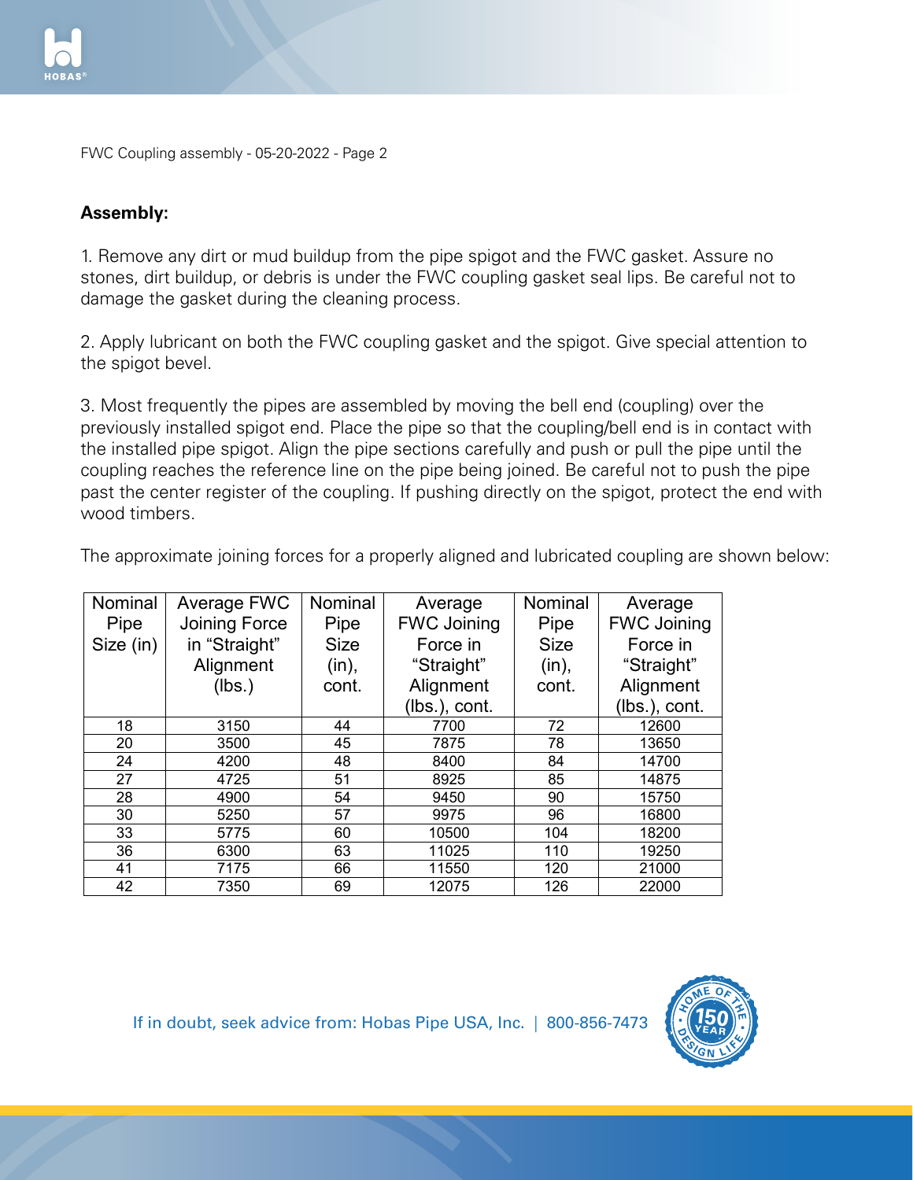## Assembly:

1. Remove any dirt or mud buildup from the pipe spigot and the FWC gasket. Assure no stones, dirt buildup, or debris is under the FWC coupling gasket seal lips. Be careful not to damage the gasket during the cleaning process.

2. Apply lubricant on both the FWC coupling gasket and the spigot. Give special attention to the spigot bevel.

3. Most frequently the pipes are assembled by moving the bell end (coupling) over the previously installed spigot end. Place the pipe so that the coupling/bell end is in contact with the installed pipe spigot. Align the pipe sections carefully and push or pull the pipe until the coupling reaches the reference line on the pipe being joined. Be careful not to push the pipe past the center register of the coupling. If pushing directly on the spigot, protect the end with wood timbers.

The approximate joining forces for a properly aligned and lubricated coupling are shown below:

| Nominal Pipe Size (in) | Average FWC Joining Force in "Straight" Alignment (lbs.) | Nominal Pipe Size (in), cont. | Average FWC Joining Force in "Straight" Alignment (lbs.), cont. | Nominal Pipe Size (in), cont. | Average FWC Joining Force in "Straight" Alignment (lbs.), cont. |
|---|---|---|---|---|---|
| 18 | 3150 | 44 | 7700 | 72 | 12600 |
| 20 | 3500 | 45 | 7875 | 78 | 13650 |
| 24 | 4200 | 48 | 8400 | 84 | 14700 |
| 27 | 4725 | 51 | 8925 | 85 | 14875 |
| 28 | 4900 | 54 | 9450 | 90 | 15750 |
| 30 | 5250 | 57 | 9975 | 96 | 16800 |
| 33 | 5775 | 60 | 10500 | 104 | 18200 |
| 36 | 6300 | 63 | 11025 | 110 | 19250 |
| 41 | 7175 | 66 | 11550 | 120 | 21000 |
| 42 | 7350 | 69 | 12075 | 126 | 22000 |

If in doubt, seek advice from: Hobas Pipe USA, Inc. | 800-856-7473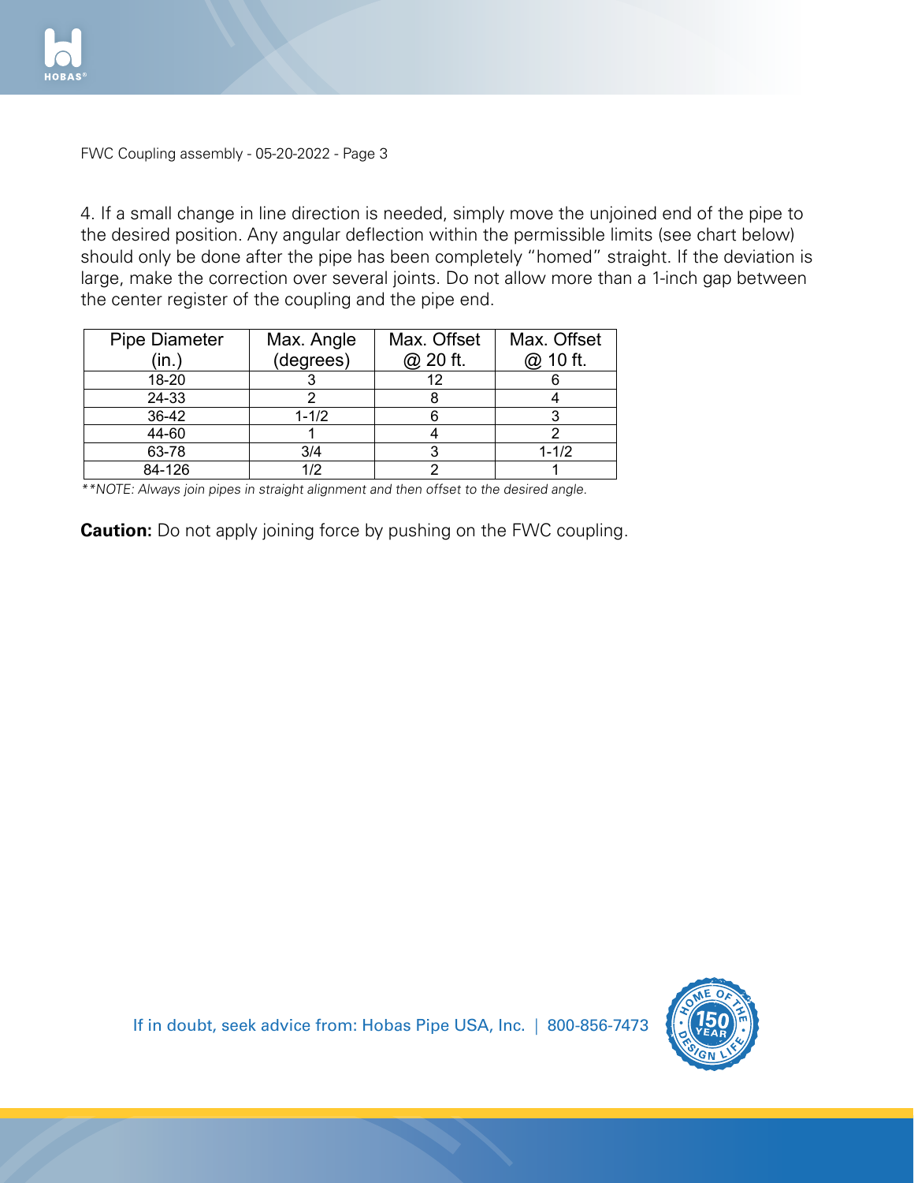4. If a small change in line direction is needed, simply move the unjoined end of the pipe to the desired position. Any angular deflection within the permissible limits (see chart below) should only be done after the pipe has been completely "homed" straight. If the deviation is large, make the correction over several joints. Do not allow more than a 1-inch gap between the center register of the coupling and the pipe end.

| Pipe Diameter (in.) | Max. Angle (degrees) | Max. Offset @ 20 ft. | Max. Offset @ 10 ft. |
|---|---|---|---|
| 18-20 | 3 | 12 | 6 |
| 24-33 | 2 | 8 | 4 |
| 36-42 | 1-1/2 | 6 | 3 |
| 44-60 | 1 | 4 | 2 |
| 63-78 | 3/4 | 3 | 1-1/2 |
| 84-126 | 1/2 | 2 | 1 |

*\*\*NOTE: Always join pipes in straight alignment and then offset to the desired angle.*

**Caution:** Do not apply joining force by pushing on the FWC coupling.

If in doubt, seek advice from: Hobas Pipe USA, Inc. | 800-856-7473